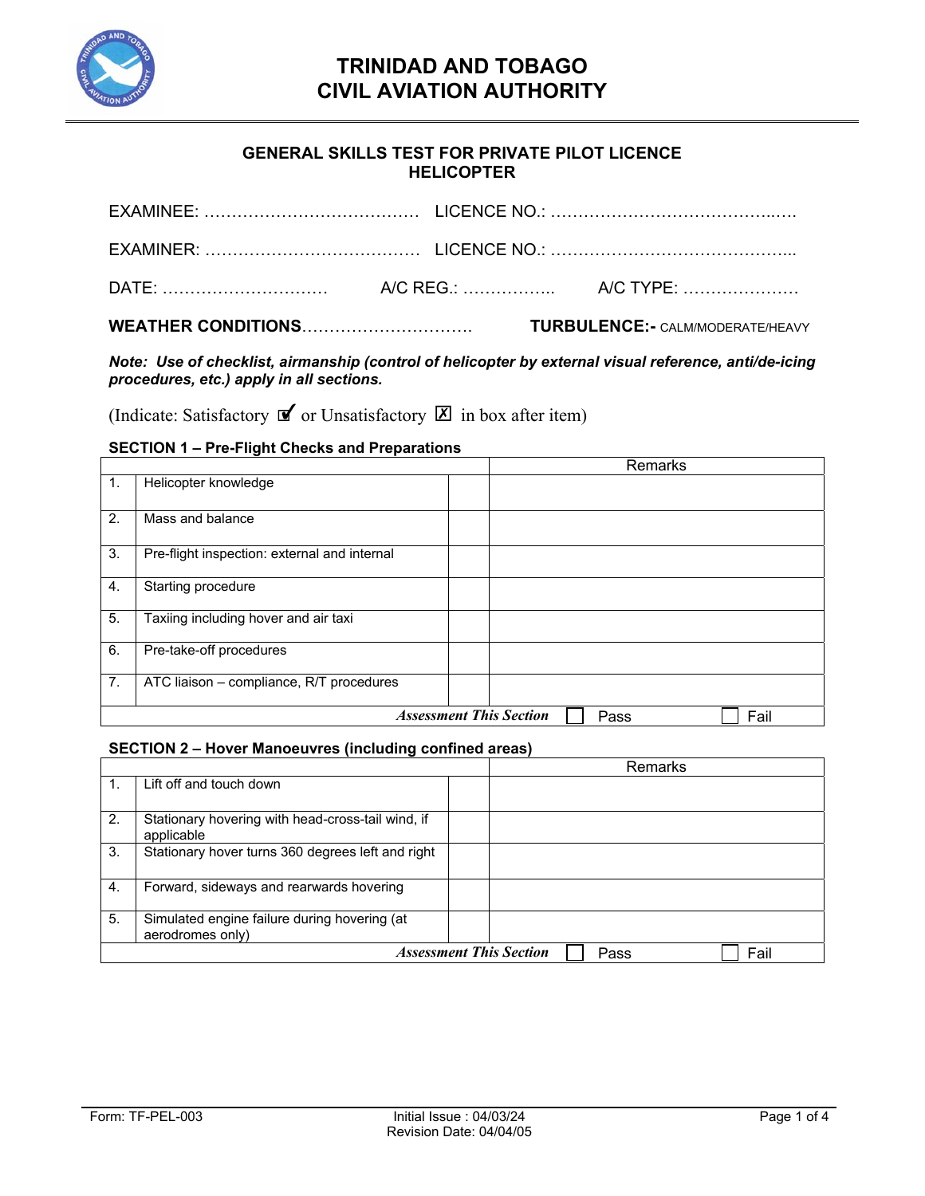# TRINIDAD AND TOBAGO CIVIL AVIATION AUTHORITY

## GENERAL SKILLS TEST FOR PRIVATE PILOT LICENCE HELICOPTER

EXAMINEE: ………………………………… LICENCE NO.: ……………………………………..…

EXAMINER: ………………………………… LICENCE NO.: ……………………………………...

DATE: ………………………… A/C REG.: …………….. A/C TYPE: …………………

**WEATHER CONDITIONS**…………………………. **TURBULENCE:-** CALM/MODERATE/HEAVY

***Note: Use of checklist, airmanship (control of helicopter by external visual reference, anti/de-icing procedures, etc.) apply in all sections.***

(Indicate: Satisfactory ☑ or Unsatisfactory ☒ in box after item)

**SECTION 1 – Pre-Flight Checks and Preparations**

| | | | Remarks |
|---|---|---|---|
| 1. | Helicopter knowledge | | |
| 2. | Mass and balance | | |
| 3. | Pre-flight inspection: external and internal | | |
| 4. | Starting procedure | | |
| 5. | Taxiing including hover and air taxi | | |
| 6. | Pre-take-off procedures | | |
| 7. | ATC liaison – compliance, R/T procedures | | |
| | ***Assessment This Section*** | ☐ Pass | ☐ Fail |

**SECTION 2 – Hover Manoeuvres (including confined areas)**

| | | | Remarks |
|---|---|---|---|
| 1. | Lift off and touch down | | |
| 2. | Stationary hovering with head-cross-tail wind, if applicable | | |
| 3. | Stationary hover turns 360 degrees left and right | | |
| 4. | Forward, sideways and rearwards hovering | | |
| 5. | Simulated engine failure during hovering (at aerodromes only) | | |
| | ***Assessment This Section*** | ☐ Pass | ☐ Fail |

Form: TF-PEL-003 Initial Issue : 04/03/24 Revision Date: 04/04/05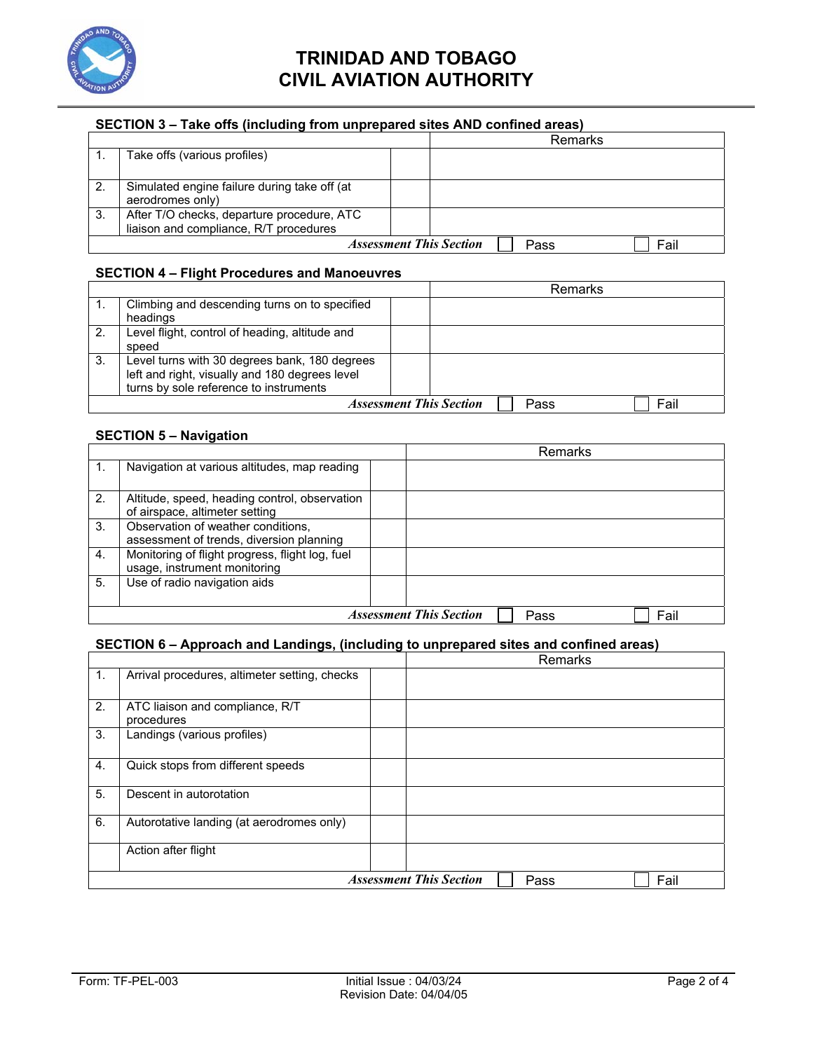# TRINIDAD AND TOBAGO CIVIL AVIATION AUTHORITY

### SECTION 3 – Take offs (including from unprepared sites AND confined areas)

| | | | Remarks |
|---|---|---|---|
| 1. | Take offs (various profiles) | | |
| 2. | Simulated engine failure during take off (at aerodromes only) | | |
| 3. | After T/O checks, departure procedure, ATC liaison and compliance, R/T procedures | | |
| | | ***Assessment This Section*** | ☐ Pass ☐ Fail |

### SECTION 4 – Flight Procedures and Manoeuvres

| | | | Remarks |
|---|---|---|---|
| 1. | Climbing and descending turns on to specified headings | | |
| 2. | Level flight, control of heading, altitude and speed | | |
| 3. | Level turns with 30 degrees bank, 180 degrees left and right, visually and 180 degrees level turns by sole reference to instruments | | |
| | | ***Assessment This Section*** | ☐ Pass ☐ Fail |

### SECTION 5 – Navigation

| | | | Remarks |
|---|---|---|---|
| 1. | Navigation at various altitudes, map reading | | |
| 2. | Altitude, speed, heading control, observation of airspace, altimeter setting | | |
| 3. | Observation of weather conditions, assessment of trends, diversion planning | | |
| 4. | Monitoring of flight progress, flight log, fuel usage, instrument monitoring | | |
| 5. | Use of radio navigation aids | | |
| | | ***Assessment This Section*** | ☐ Pass ☐ Fail |

### SECTION 6 – Approach and Landings, (including to unprepared sites and confined areas)

| | | | Remarks |
|---|---|---|---|
| 1. | Arrival procedures, altimeter setting, checks | | |
| 2. | ATC liaison and compliance, R/T procedures | | |
| 3. | Landings (various profiles) | | |
| 4. | Quick stops from different speeds | | |
| 5. | Descent in autorotation | | |
| 6. | Autorotative landing (at aerodromes only) | | |
| | Action after flight | | |
| | | ***Assessment This Section*** | ☐ Pass ☐ Fail |

Form: TF-PEL-003 Initial Issue : 04/03/24 Revision Date: 04/04/05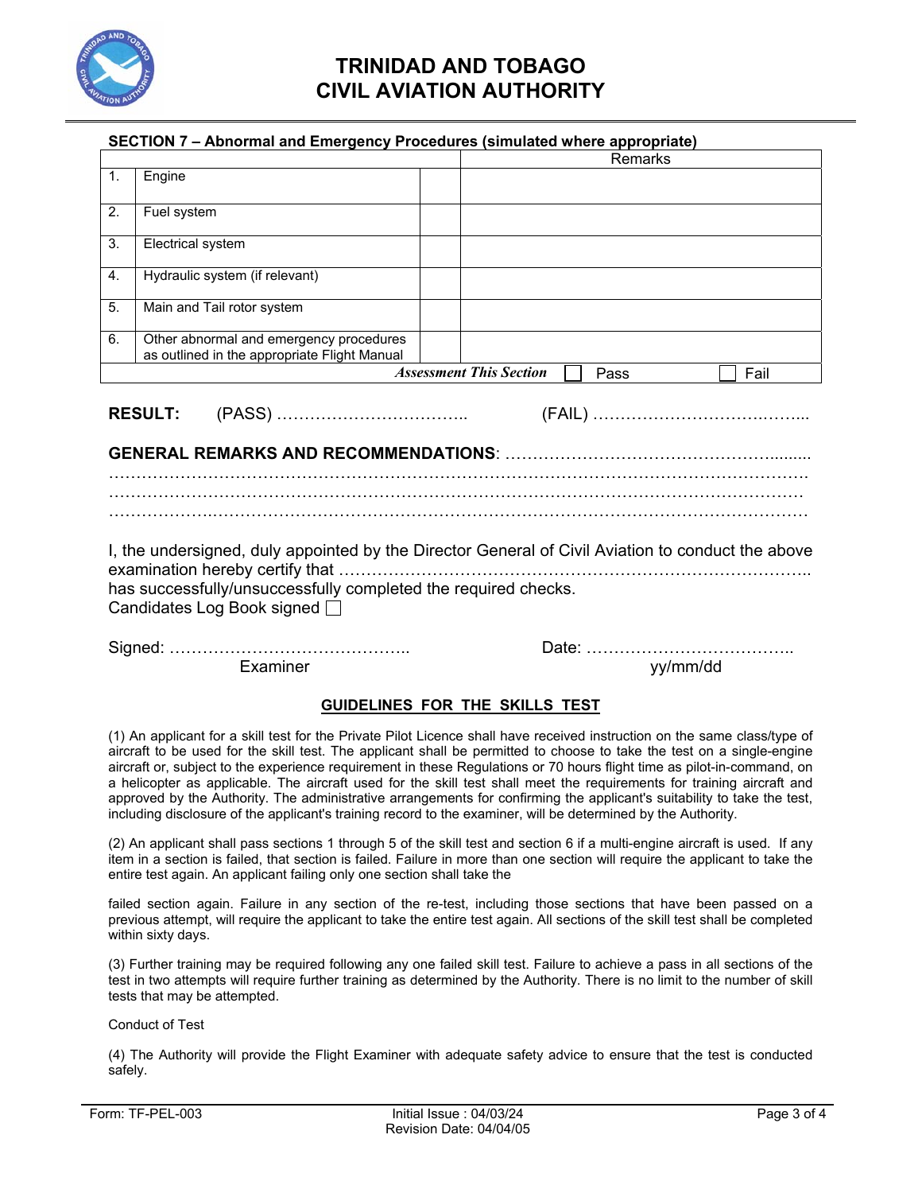# TRINIDAD AND TOBAGO
# CIVIL AVIATION AUTHORITY

**SECTION 7 – Abnormal and Emergency Procedures (simulated where appropriate)**

| | | | Remarks |
|---|---|---|---|
| 1. | Engine | | |
| 2. | Fuel system | | |
| 3. | Electrical system | | |
| 4. | Hydraulic system (if relevant) | | |
| 5. | Main and Tail rotor system | | |
| 6. | Other abnormal and emergency procedures as outlined in the appropriate Flight Manual | | |
| | | ***Assessment This Section*** | ☐ Pass ☐ Fail |

**RESULT:** (PASS) …………………………….. (FAIL) ………………………….……..

**GENERAL REMARKS AND RECOMMENDATIONS**: ……………………………………………........
…………………………………………………………………………………………………………….
…………………………………………………………………………………………………………….
…………………………………………………………………………………………………………….

I, the undersigned, duly appointed by the Director General of Civil Aviation to conduct the above examination hereby certify that ……………………………………………………………………..
has successfully/unsuccessfully completed the required checks.
Candidates Log Book signed ☐

Signed: …………………………………….. Date: ……………………………..
Examiner yy/mm/dd

## GUIDELINES FOR THE SKILLS TEST

(1) An applicant for a skill test for the Private Pilot Licence shall have received instruction on the same class/type of aircraft to be used for the skill test. The applicant shall be permitted to choose to take the test on a single-engine aircraft or, subject to the experience requirement in these Regulations or 70 hours flight time as pilot-in-command, on a helicopter as applicable. The aircraft used for the skill test shall meet the requirements for training aircraft and approved by the Authority. The administrative arrangements for confirming the applicant's suitability to take the test, including disclosure of the applicant's training record to the examiner, will be determined by the Authority.

(2) An applicant shall pass sections 1 through 5 of the skill test and section 6 if a multi-engine aircraft is used. If any item in a section is failed, that section is failed. Failure in more than one section will require the applicant to take the entire test again. An applicant failing only one section shall take the failed section again. Failure in any section of the re-test, including those sections that have been passed on a previous attempt, will require the applicant to take the entire test again. All sections of the skill test shall be completed within sixty days.

(3) Further training may be required following any one failed skill test. Failure to achieve a pass in all sections of the test in two attempts will require further training as determined by the Authority. There is no limit to the number of skill tests that may be attempted.

Conduct of Test

(4) The Authority will provide the Flight Examiner with adequate safety advice to ensure that the test is conducted safely.

Form: TF-PEL-003 Initial Issue : 04/03/24 Revision Date: 04/04/05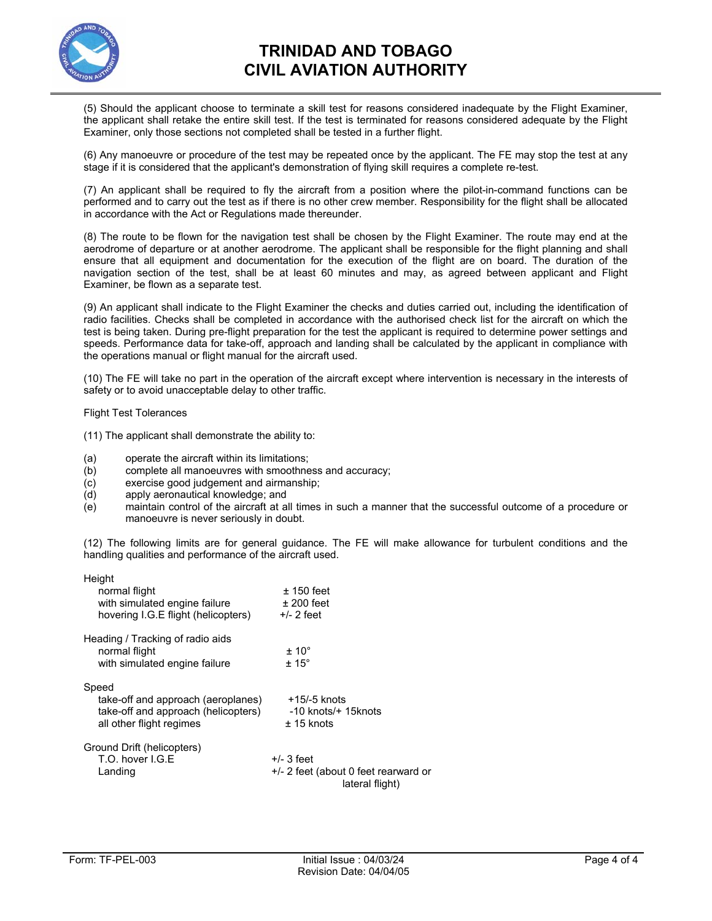(5) Should the applicant choose to terminate a skill test for reasons considered inadequate by the Flight Examiner, the applicant shall retake the entire skill test. If the test is terminated for reasons considered adequate by the Flight Examiner, only those sections not completed shall be tested in a further flight.

(6) Any manoeuvre or procedure of the test may be repeated once by the applicant. The FE may stop the test at any stage if it is considered that the applicant's demonstration of flying skill requires a complete re-test.

(7) An applicant shall be required to fly the aircraft from a position where the pilot-in-command functions can be performed and to carry out the test as if there is no other crew member. Responsibility for the flight shall be allocated in accordance with the Act or Regulations made thereunder.

(8) The route to be flown for the navigation test shall be chosen by the Flight Examiner. The route may end at the aerodrome of departure or at another aerodrome. The applicant shall be responsible for the flight planning and shall ensure that all equipment and documentation for the execution of the flight are on board. The duration of the navigation section of the test, shall be at least 60 minutes and may, as agreed between applicant and Flight Examiner, be flown as a separate test.

(9) An applicant shall indicate to the Flight Examiner the checks and duties carried out, including the identification of radio facilities. Checks shall be completed in accordance with the authorised check list for the aircraft on which the test is being taken. During pre-flight preparation for the test the applicant is required to determine power settings and speeds. Performance data for take-off, approach and landing shall be calculated by the applicant in compliance with the operations manual or flight manual for the aircraft used.

(10) The FE will take no part in the operation of the aircraft except where intervention is necessary in the interests of safety or to avoid unacceptable delay to other traffic.

Flight Test Tolerances

(11) The applicant shall demonstrate the ability to:

(a) operate the aircraft within its limitations;
(b) complete all manoeuvres with smoothness and accuracy;
(c) exercise good judgement and airmanship;
(d) apply aeronautical knowledge; and
(e) maintain control of the aircraft at all times in such a manner that the successful outcome of a procedure or manoeuvre is never seriously in doubt.

(12) The following limits are for general guidance. The FE will make allowance for turbulent conditions and the handling qualities and performance of the aircraft used.

| | |
|---|---|
| **Height** | |
| normal flight | ± 150 feet |
| with simulated engine failure | ± 200 feet |
| hovering I.G.E flight (helicopters) | +/- 2 feet |
| **Heading / Tracking of radio aids** | |
| normal flight | ± 10° |
| with simulated engine failure | ± 15° |
| **Speed** | |
| take-off and approach (aeroplanes) | +15/-5 knots |
| take-off and approach (helicopters) | -10 knots/+ 15knots |
| all other flight regimes | ± 15 knots |
| **Ground Drift (helicopters)** | |
| T.O. hover I.G.E | +/- 3 feet |
| Landing | +/- 2 feet (about 0 feet rearward or lateral flight) |

Form: TF-PEL-003 | Initial Issue : 04/03/24 | Revision Date: 04/04/05